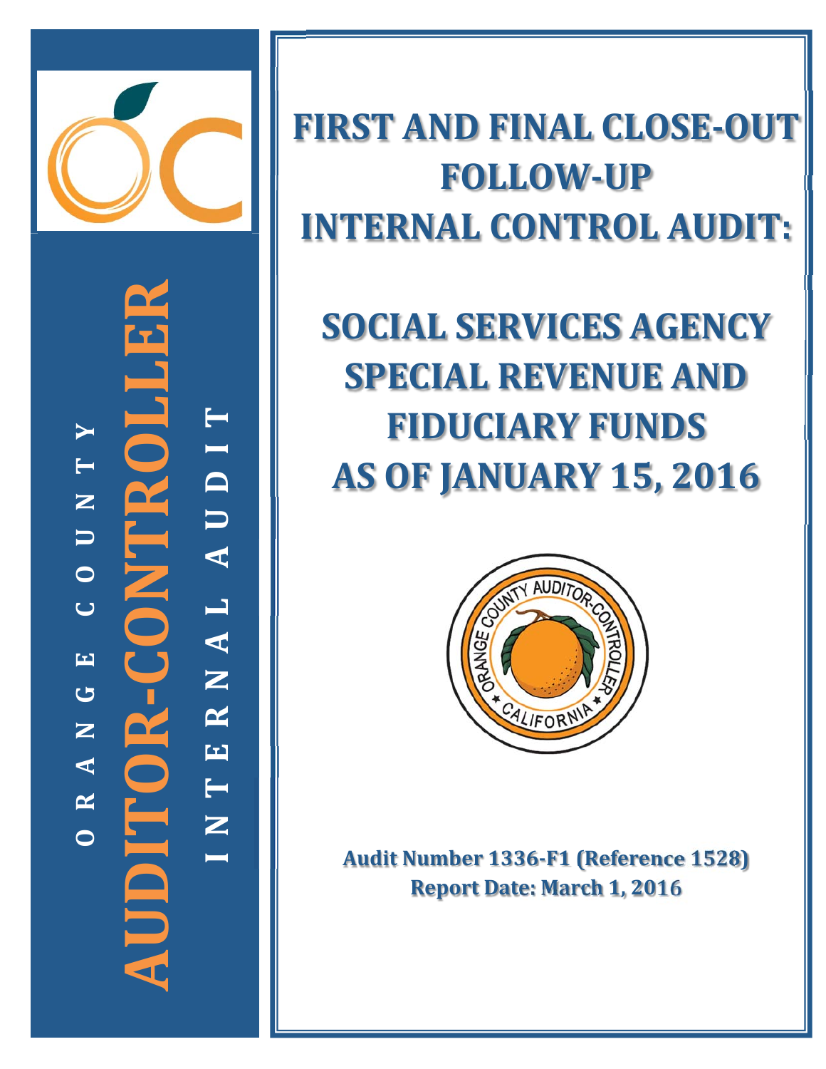ORANGE COUNTY

AUDITOR-CONTROLLER

INTERNAL AUDIT

# FIRST AND FINAL CLOSE-OUT FOLLOW-UP INTERNAL CONTROL AUDIT:

# SOCIAL SERVICES AGENCY SPECIAL REVENUE AND FIDUCIARY FUNDS AS OF JANUARY 15, 2016

**Audit Number 1336-F1 (Reference 1528)**
**Report Date: March 1, 2016**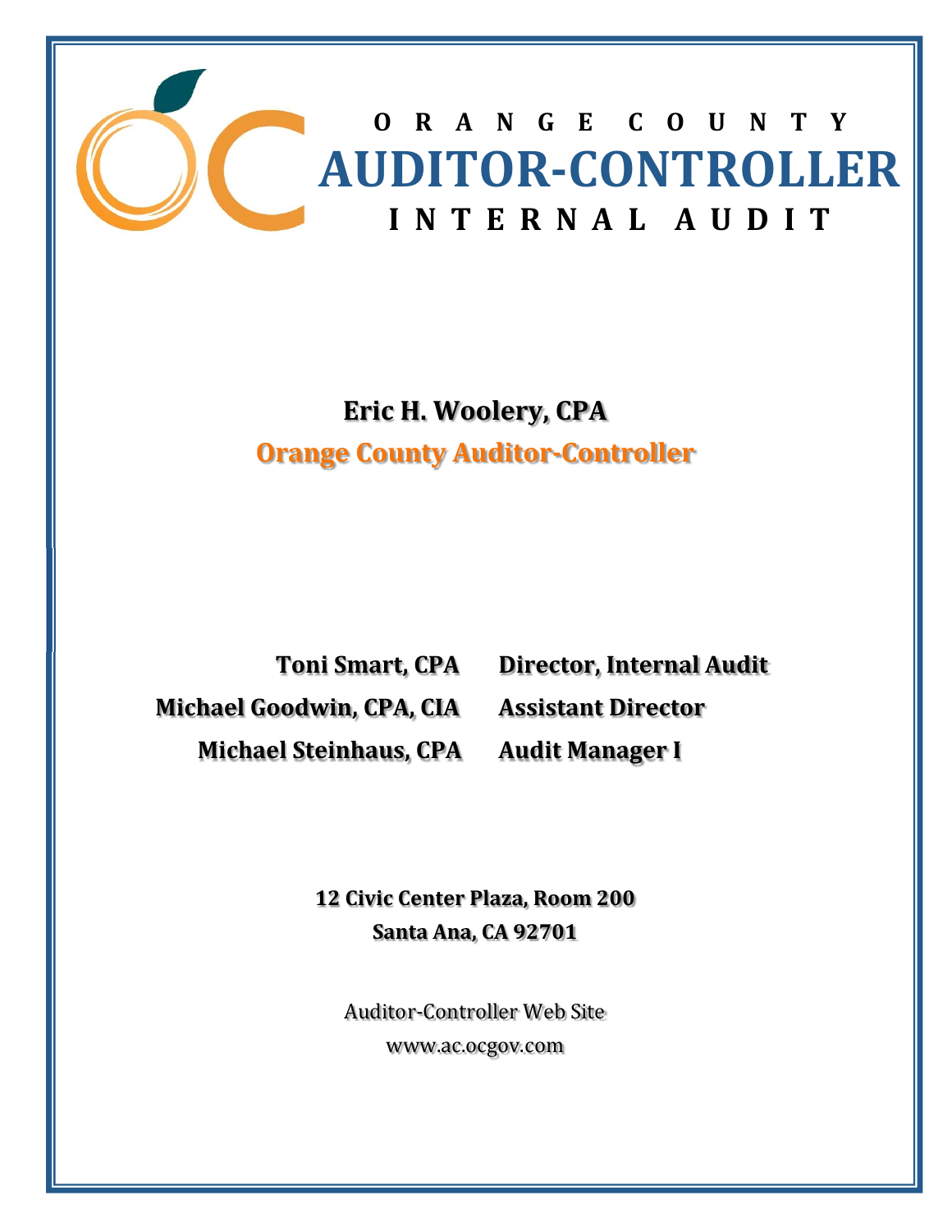# ORANGE COUNTY AUDITOR-CONTROLLER INTERNAL AUDIT

**Eric H. Woolery, CPA**

**Orange County Auditor-Controller**

| | |
|---|---|
| **Toni Smart, CPA** | **Director, Internal Audit** |
| **Michael Goodwin, CPA, CIA** | **Assistant Director** |
| **Michael Steinhaus, CPA** | **Audit Manager I** |

**12 Civic Center Plaza, Room 200**
**Santa Ana, CA 92701**

Auditor-Controller Web Site
www.ac.ocgov.com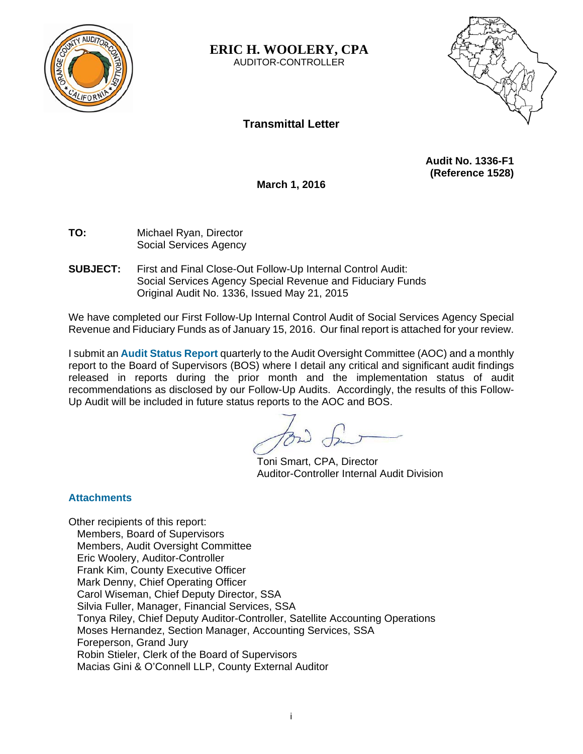**ERIC H. WOOLERY, CPA**
AUDITOR-CONTROLLER

## Transmittal Letter

**Audit No. 1336-F1**
**(Reference 1528)**

**March 1, 2016**

**TO:** Michael Ryan, Director
Social Services Agency

**SUBJECT:** First and Final Close-Out Follow-Up Internal Control Audit:
Social Services Agency Special Revenue and Fiduciary Funds
Original Audit No. 1336, Issued May 21, 2015

We have completed our First Follow-Up Internal Control Audit of Social Services Agency Special Revenue and Fiduciary Funds as of January 15, 2016. Our final report is attached for your review.

I submit an **Audit Status Report** quarterly to the Audit Oversight Committee (AOC) and a monthly report to the Board of Supervisors (BOS) where I detail any critical and significant audit findings released in reports during the prior month and the implementation status of audit recommendations as disclosed by our Follow-Up Audits. Accordingly, the results of this Follow-Up Audit will be included in future status reports to the AOC and BOS.

Toni Smart, CPA, Director
Auditor-Controller Internal Audit Division

**Attachments**

Other recipients of this report:
- Members, Board of Supervisors
- Members, Audit Oversight Committee
- Eric Woolery, Auditor-Controller
- Frank Kim, County Executive Officer
- Mark Denny, Chief Operating Officer
- Carol Wiseman, Chief Deputy Director, SSA
- Silvia Fuller, Manager, Financial Services, SSA
- Tonya Riley, Chief Deputy Auditor-Controller, Satellite Accounting Operations
- Moses Hernandez, Section Manager, Accounting Services, SSA
- Foreperson, Grand Jury
- Robin Stieler, Clerk of the Board of Supervisors
- Macias Gini & O'Connell LLP, County External Auditor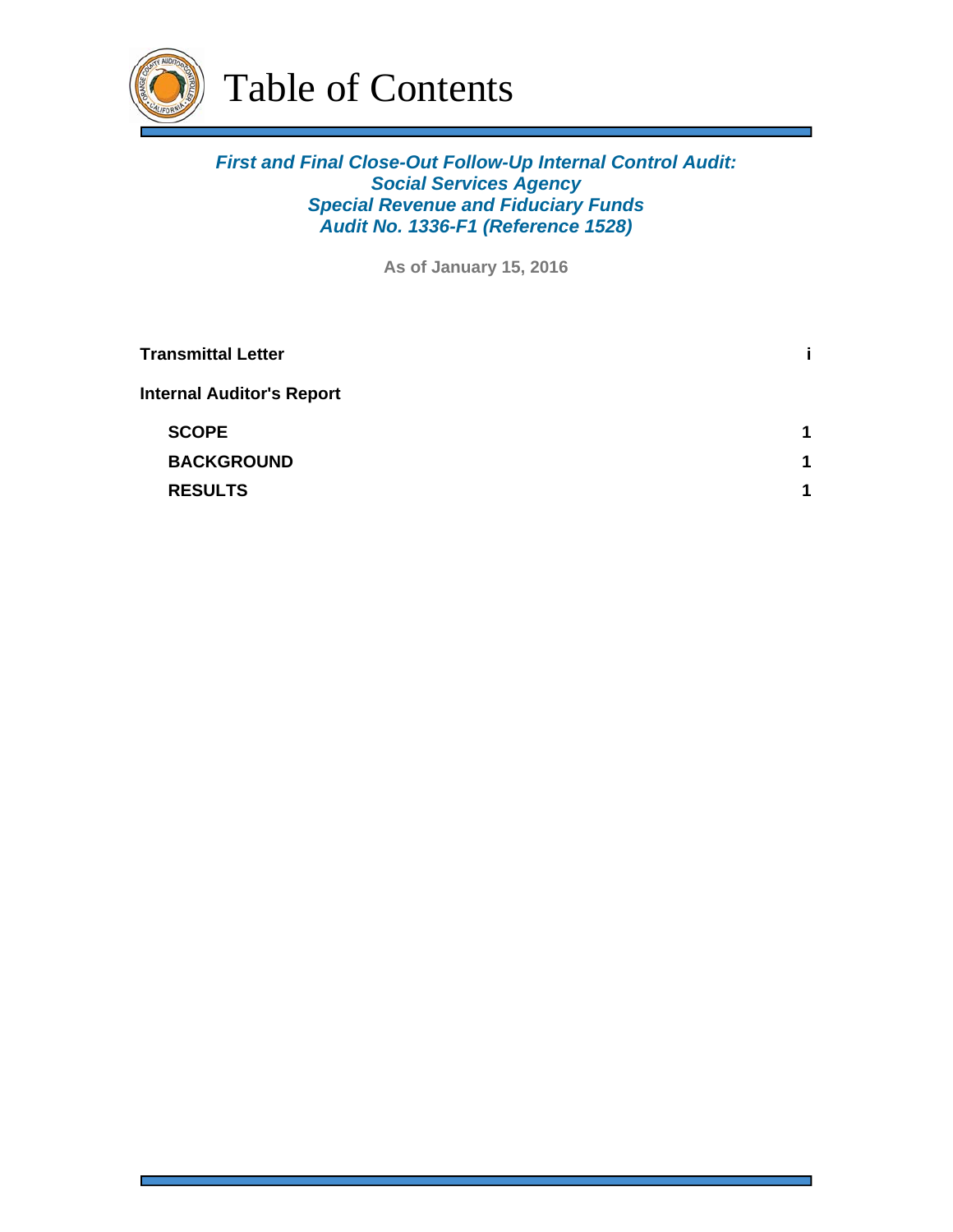# Table of Contents

***First and Final Close-Out Follow-Up Internal Control Audit:***
***Social Services Agency***
***Special Revenue and Fiduciary Funds***
***Audit No. 1336-F1 (Reference 1528)***

**As of January 15, 2016**

| | |
|---|---|
| **Transmittal Letter** | **i** |
| **Internal Auditor's Report** | |
| **SCOPE** | **1** |
| **BACKGROUND** | **1** |
| **RESULTS** | **1** |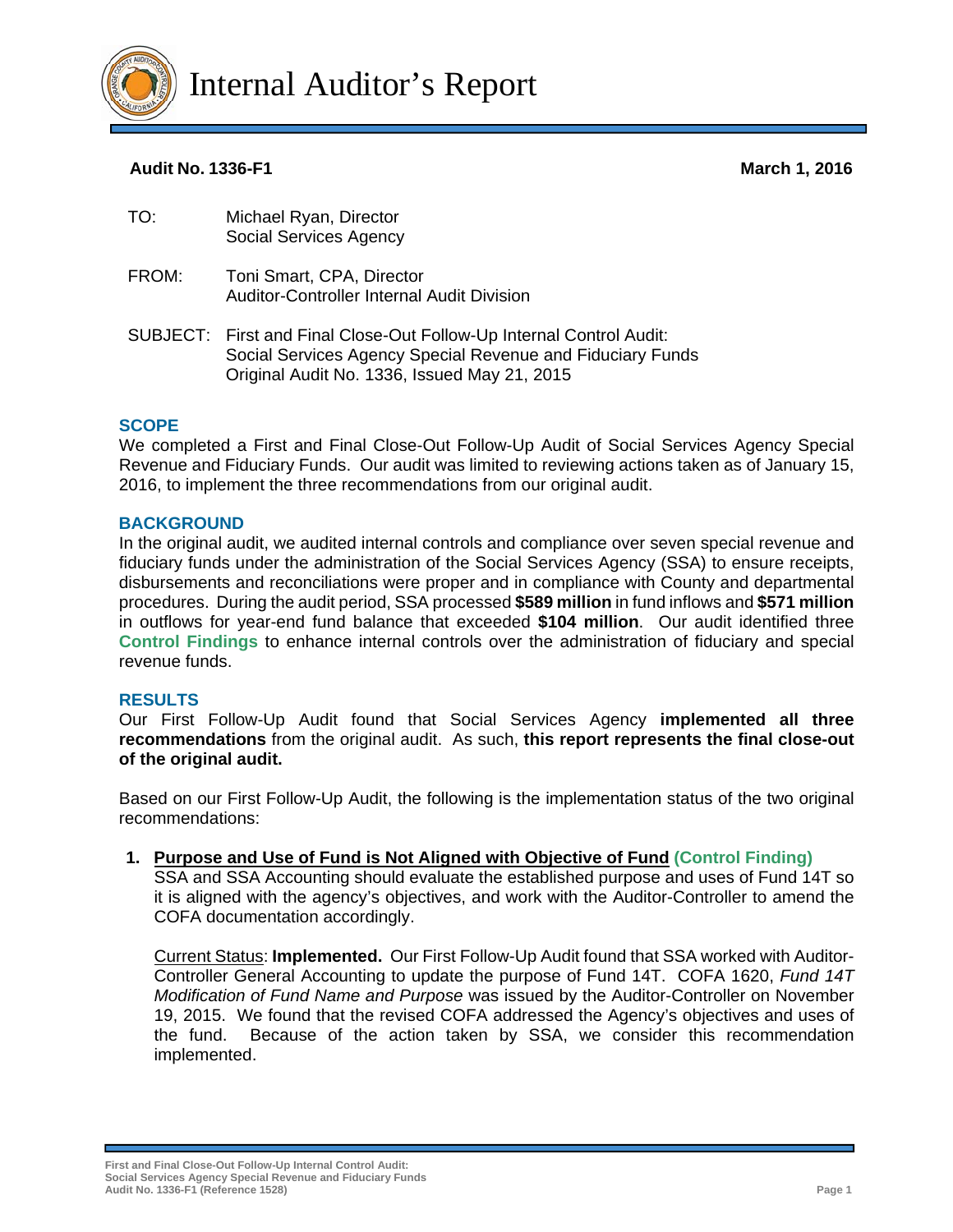# Internal Auditor's Report

**Audit No. 1336-F1** **March 1, 2016**

TO: Michael Ryan, Director
Social Services Agency

FROM: Toni Smart, CPA, Director
Auditor-Controller Internal Audit Division

SUBJECT: First and Final Close-Out Follow-Up Internal Control Audit:
Social Services Agency Special Revenue and Fiduciary Funds
Original Audit No. 1336, Issued May 21, 2015

## SCOPE

We completed a First and Final Close-Out Follow-Up Audit of Social Services Agency Special Revenue and Fiduciary Funds. Our audit was limited to reviewing actions taken as of January 15, 2016, to implement the three recommendations from our original audit.

## BACKGROUND

In the original audit, we audited internal controls and compliance over seven special revenue and fiduciary funds under the administration of the Social Services Agency (SSA) to ensure receipts, disbursements and reconciliations were proper and in compliance with County and departmental procedures. During the audit period, SSA processed **$589 million** in fund inflows and **$571 million** in outflows for year-end fund balance that exceeded **$104 million**. Our audit identified three **Control Findings** to enhance internal controls over the administration of fiduciary and special revenue funds.

## RESULTS

Our First Follow-Up Audit found that Social Services Agency **implemented all three recommendations** from the original audit. As such, **this report represents the final close-out of the original audit.**

Based on our First Follow-Up Audit, the following is the implementation status of the two original recommendations:

1. **Purpose and Use of Fund is Not Aligned with Objective of Fund (Control Finding)**
   SSA and SSA Accounting should evaluate the established purpose and uses of Fund 14T so it is aligned with the agency's objectives, and work with the Auditor-Controller to amend the COFA documentation accordingly.

   Current Status: **Implemented.** Our First Follow-Up Audit found that SSA worked with Auditor-Controller General Accounting to update the purpose of Fund 14T. COFA 1620, *Fund 14T Modification of Fund Name and Purpose* was issued by the Auditor-Controller on November 19, 2015. We found that the revised COFA addressed the Agency's objectives and uses of the fund. Because of the action taken by SSA, we consider this recommendation implemented.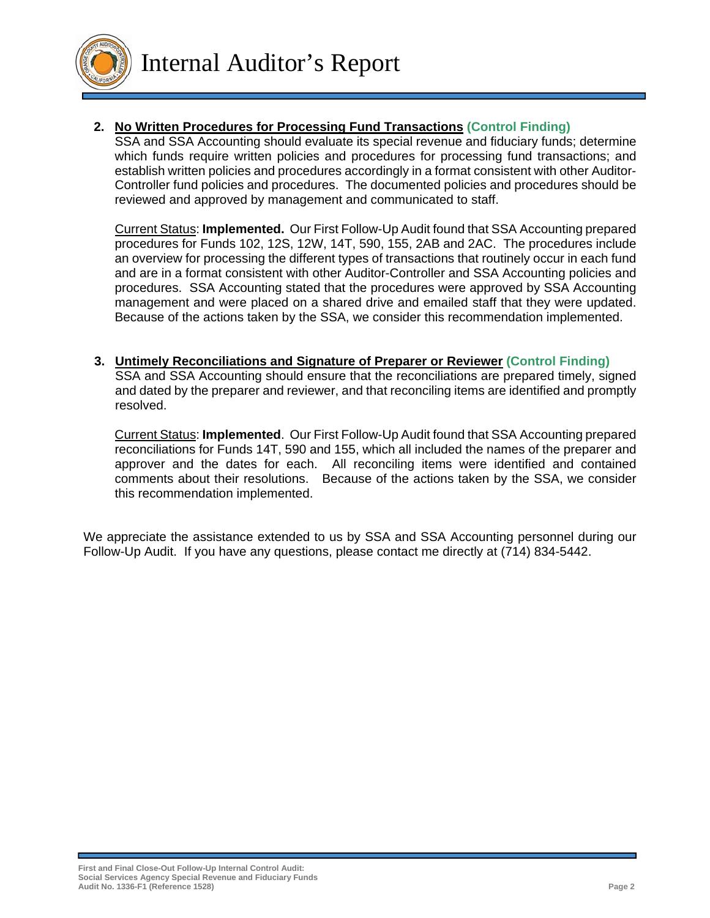2. **No Written Procedures for Processing Fund Transactions (Control Finding)**
   SSA and SSA Accounting should evaluate its special revenue and fiduciary funds; determine which funds require written policies and procedures for processing fund transactions; and establish written policies and procedures accordingly in a format consistent with other Auditor-Controller fund policies and procedures. The documented policies and procedures should be reviewed and approved by management and communicated to staff.

   Current Status: **Implemented.** Our First Follow-Up Audit found that SSA Accounting prepared procedures for Funds 102, 12S, 12W, 14T, 590, 155, 2AB and 2AC. The procedures include an overview for processing the different types of transactions that routinely occur in each fund and are in a format consistent with other Auditor-Controller and SSA Accounting policies and procedures. SSA Accounting stated that the procedures were approved by SSA Accounting management and were placed on a shared drive and emailed staff that they were updated. Because of the actions taken by the SSA, we consider this recommendation implemented.

3. **Untimely Reconciliations and Signature of Preparer or Reviewer (Control Finding)**
   SSA and SSA Accounting should ensure that the reconciliations are prepared timely, signed and dated by the preparer and reviewer, and that reconciling items are identified and promptly resolved.

   Current Status: **Implemented**. Our First Follow-Up Audit found that SSA Accounting prepared reconciliations for Funds 14T, 590 and 155, which all included the names of the preparer and approver and the dates for each. All reconciling items were identified and contained comments about their resolutions. Because of the actions taken by the SSA, we consider this recommendation implemented.

We appreciate the assistance extended to us by SSA and SSA Accounting personnel during our Follow-Up Audit. If you have any questions, please contact me directly at (714) 834-5442.